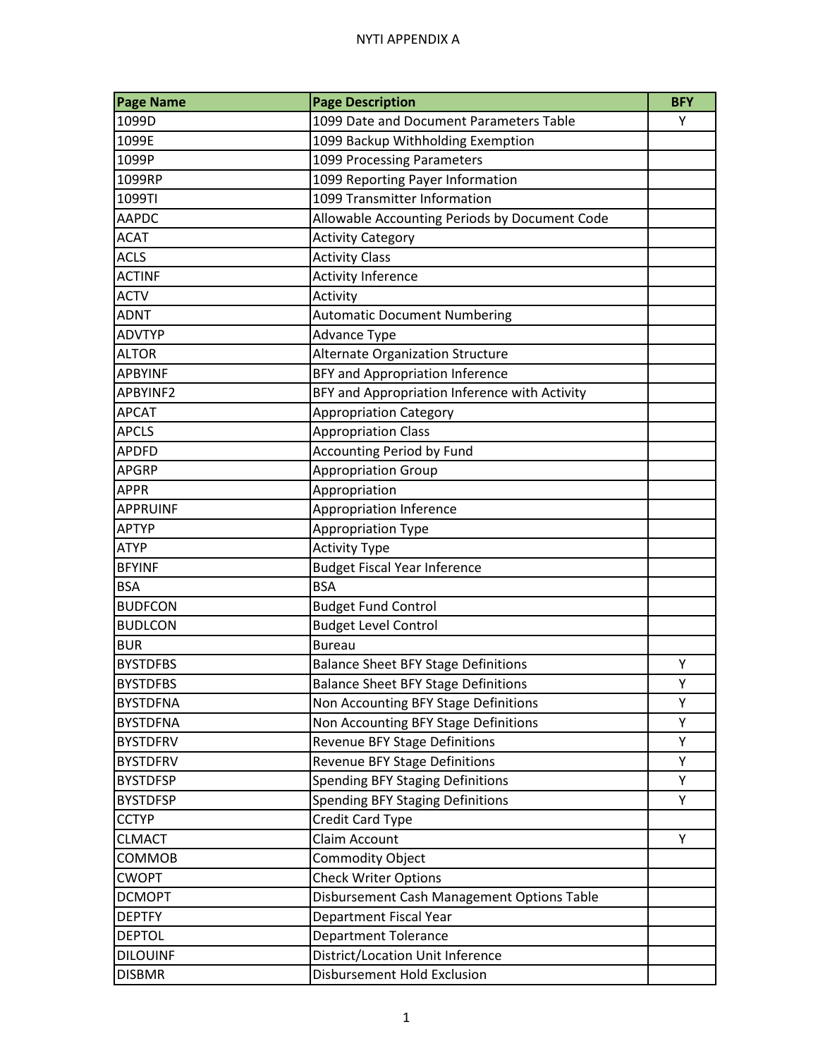# NYTI APPENDIX A

| Page Name | Page Description | BFY |
|---|---|---|
| 1099D | 1099 Date and Document Parameters Table | Y |
| 1099E | 1099 Backup Withholding Exemption | |
| 1099P | 1099 Processing Parameters | |
| 1099RP | 1099 Reporting Payer Information | |
| 1099TI | 1099 Transmitter Information | |
| AAPDC | Allowable Accounting Periods by Document Code | |
| ACAT | Activity Category | |
| ACLS | Activity Class | |
| ACTINF | Activity Inference | |
| ACTV | Activity | |
| ADNT | Automatic Document Numbering | |
| ADVTYP | Advance Type | |
| ALTOR | Alternate Organization Structure | |
| APBYINF | BFY and Appropriation Inference | |
| APBYINF2 | BFY and Appropriation Inference with Activity | |
| APCAT | Appropriation Category | |
| APCLS | Appropriation Class | |
| APDFD | Accounting Period by Fund | |
| APGRP | Appropriation Group | |
| APPR | Appropriation | |
| APPRUINF | Appropriation Inference | |
| APTYP | Appropriation Type | |
| ATYP | Activity Type | |
| BFYINF | Budget Fiscal Year Inference | |
| BSA | BSA | |
| BUDFCON | Budget Fund Control | |
| BUDLCON | Budget Level Control | |
| BUR | Bureau | |
| BYSTDFBS | Balance Sheet BFY Stage Definitions | Y |
| BYSTDFBS | Balance Sheet BFY Stage Definitions | Y |
| BYSTDFNA | Non Accounting BFY Stage Definitions | Y |
| BYSTDFNA | Non Accounting BFY Stage Definitions | Y |
| BYSTDFRV | Revenue BFY Stage Definitions | Y |
| BYSTDFRV | Revenue BFY Stage Definitions | Y |
| BYSTDFSP | Spending BFY Staging Definitions | Y |
| BYSTDFSP | Spending BFY Staging Definitions | Y |
| CCTYP | Credit Card Type | |
| CLMACT | Claim Account | Y |
| COMMOB | Commodity Object | |
| CWOPT | Check Writer Options | |
| DCMOPT | Disbursement Cash Management Options Table | |
| DEPTFY | Department Fiscal Year | |
| DEPTOL | Department Tolerance | |
| DILOUINF | District/Location Unit Inference | |
| DISBMR | Disbursement Hold Exclusion | |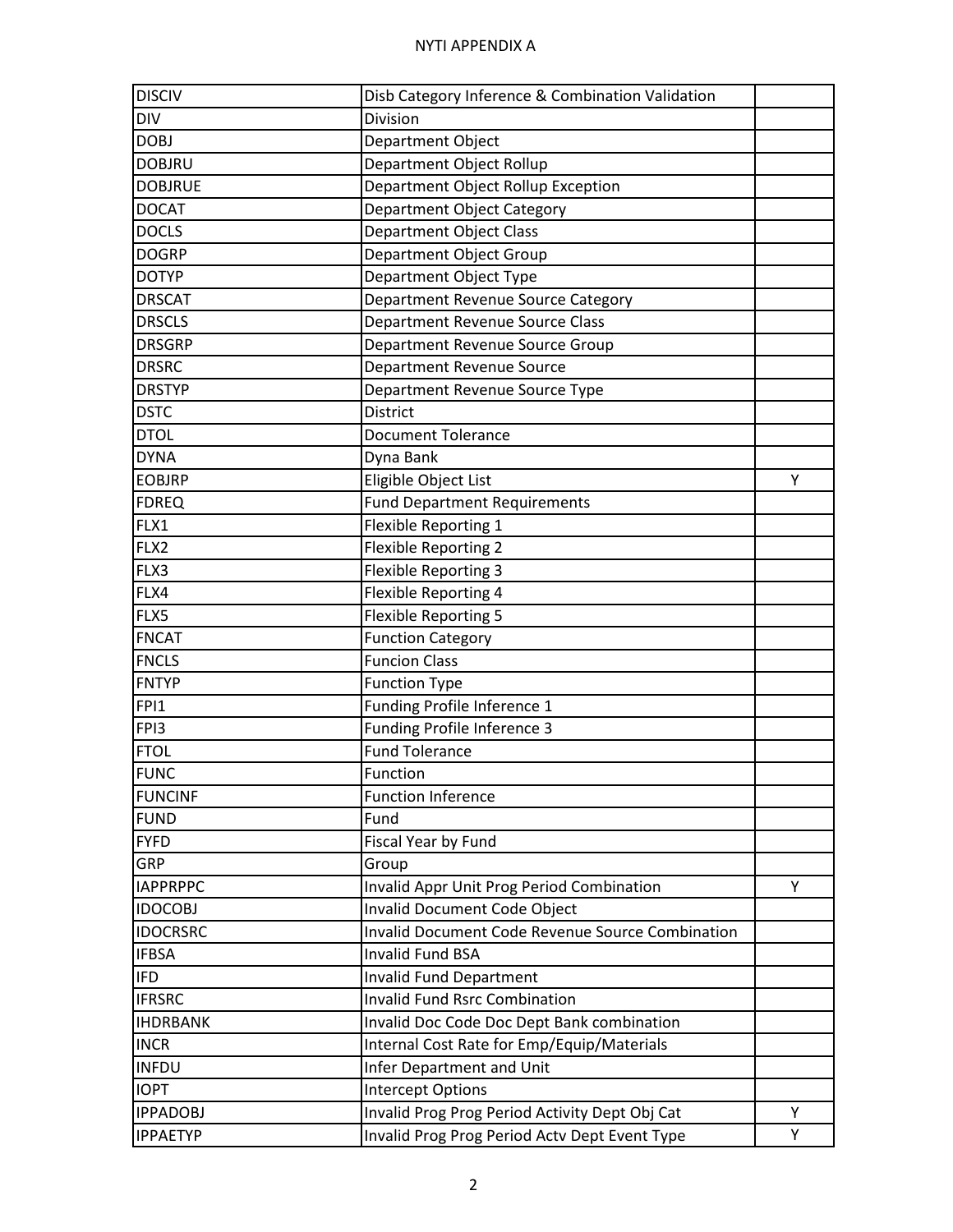| DISCIV | Disb Category Inference & Combination Validation | |
|---|---|---|
| DIV | Division | |
| DOBJ | Department Object | |
| DOBJRU | Department Object Rollup | |
| DOBJRUE | Department Object Rollup Exception | |
| DOCAT | Department Object Category | |
| DOCLS | Department Object Class | |
| DOGRP | Department Object Group | |
| DOTYP | Department Object Type | |
| DRSCAT | Department Revenue Source Category | |
| DRSCLS | Department Revenue Source Class | |
| DRSGRP | Department Revenue Source Group | |
| DRSRC | Department Revenue Source | |
| DRSTYP | Department Revenue Source Type | |
| DSTC | District | |
| DTOL | Document Tolerance | |
| DYNA | Dyna Bank | |
| EOBJRP | Eligible Object List | Y |
| FDREQ | Fund Department Requirements | |
| FLX1 | Flexible Reporting 1 | |
| FLX2 | Flexible Reporting 2 | |
| FLX3 | Flexible Reporting 3 | |
| FLX4 | Flexible Reporting 4 | |
| FLX5 | Flexible Reporting 5 | |
| FNCAT | Function Category | |
| FNCLS | Funcion Class | |
| FNTYP | Function Type | |
| FPI1 | Funding Profile Inference 1 | |
| FPI3 | Funding Profile Inference 3 | |
| FTOL | Fund Tolerance | |
| FUNC | Function | |
| FUNCINF | Function Inference | |
| FUND | Fund | |
| FYFD | Fiscal Year by Fund | |
| GRP | Group | |
| IAPPRPPC | Invalid Appr Unit Prog Period Combination | Y |
| IDOCOBJ | Invalid Document Code Object | |
| IDOCRSRC | Invalid Document Code Revenue Source Combination | |
| IFBSA | Invalid Fund BSA | |
| IFD | Invalid Fund Department | |
| IFRSRC | Invalid Fund Rsrc Combination | |
| IHDRBANK | Invalid Doc Code Doc Dept Bank combination | |
| INCR | Internal Cost Rate for Emp/Equip/Materials | |
| INFDU | Infer Department and Unit | |
| IOPT | Intercept Options | |
| IPPADOBJ | Invalid Prog Prog Period Activity Dept Obj Cat | Y |
| IPPAETYP | Invalid Prog Prog Period Actv Dept Event Type | Y |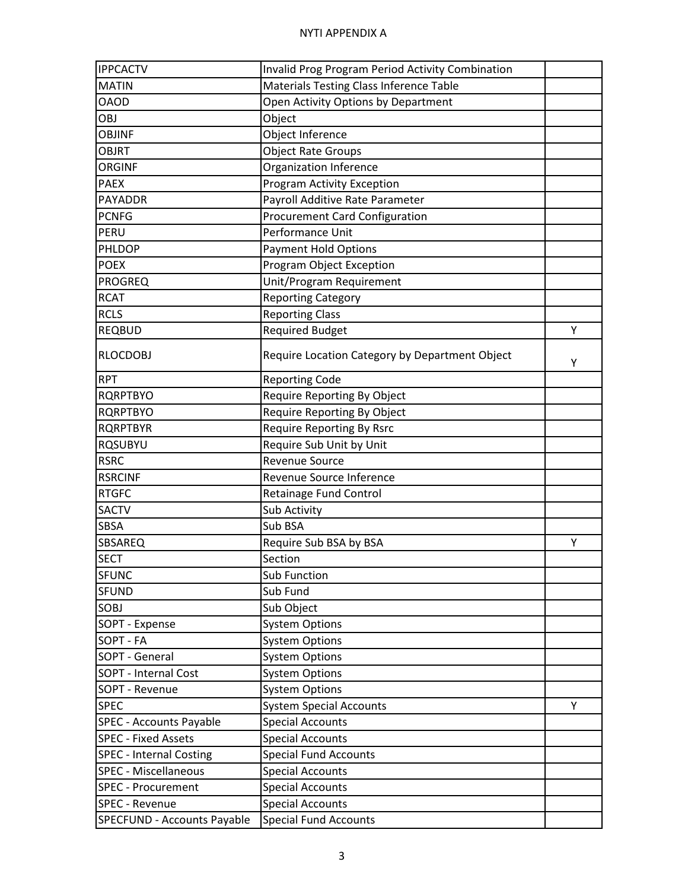| | | |
|---|---|---|
| IPPCACTV | Invalid Prog Program Period Activity Combination | |
| MATIN | Materials Testing Class Inference Table | |
| OAOD | Open Activity Options by Department | |
| OBJ | Object | |
| OBJINF | Object Inference | |
| OBJRT | Object Rate Groups | |
| ORGINF | Organization Inference | |
| PAEX | Program Activity Exception | |
| PAYADDR | Payroll Additive Rate Parameter | |
| PCNFG | Procurement Card Configuration | |
| PERU | Performance Unit | |
| PHLDOP | Payment Hold Options | |
| POEX | Program Object Exception | |
| PROGREQ | Unit/Program Requirement | |
| RCAT | Reporting Category | |
| RCLS | Reporting Class | |
| REQBUD | Required Budget | Y |
| RLOCDOBJ | Require Location Category by Department Object | Y |
| RPT | Reporting Code | |
| RQRPTBYO | Require Reporting By Object | |
| RQRPTBYO | Require Reporting By Object | |
| RQRPTBYR | Require Reporting By Rsrc | |
| RQSUBYU | Require Sub Unit by Unit | |
| RSRC | Revenue Source | |
| RSRCINF | Revenue Source Inference | |
| RTGFC | Retainage Fund Control | |
| SACTV | Sub Activity | |
| SBSA | Sub BSA | |
| SBSAREQ | Require Sub BSA by BSA | Y |
| SECT | Section | |
| SFUNC | Sub Function | |
| SFUND | Sub Fund | |
| SOBJ | Sub Object | |
| SOPT - Expense | System Options | |
| SOPT - FA | System Options | |
| SOPT - General | System Options | |
| SOPT - Internal Cost | System Options | |
| SOPT - Revenue | System Options | |
| SPEC | System Special Accounts | Y |
| SPEC - Accounts Payable | Special Accounts | |
| SPEC - Fixed Assets | Special Accounts | |
| SPEC - Internal Costing | Special Fund Accounts | |
| SPEC - Miscellaneous | Special Accounts | |
| SPEC - Procurement | Special Accounts | |
| SPEC - Revenue | Special Accounts | |
| SPECFUND - Accounts Payable | Special Fund Accounts | |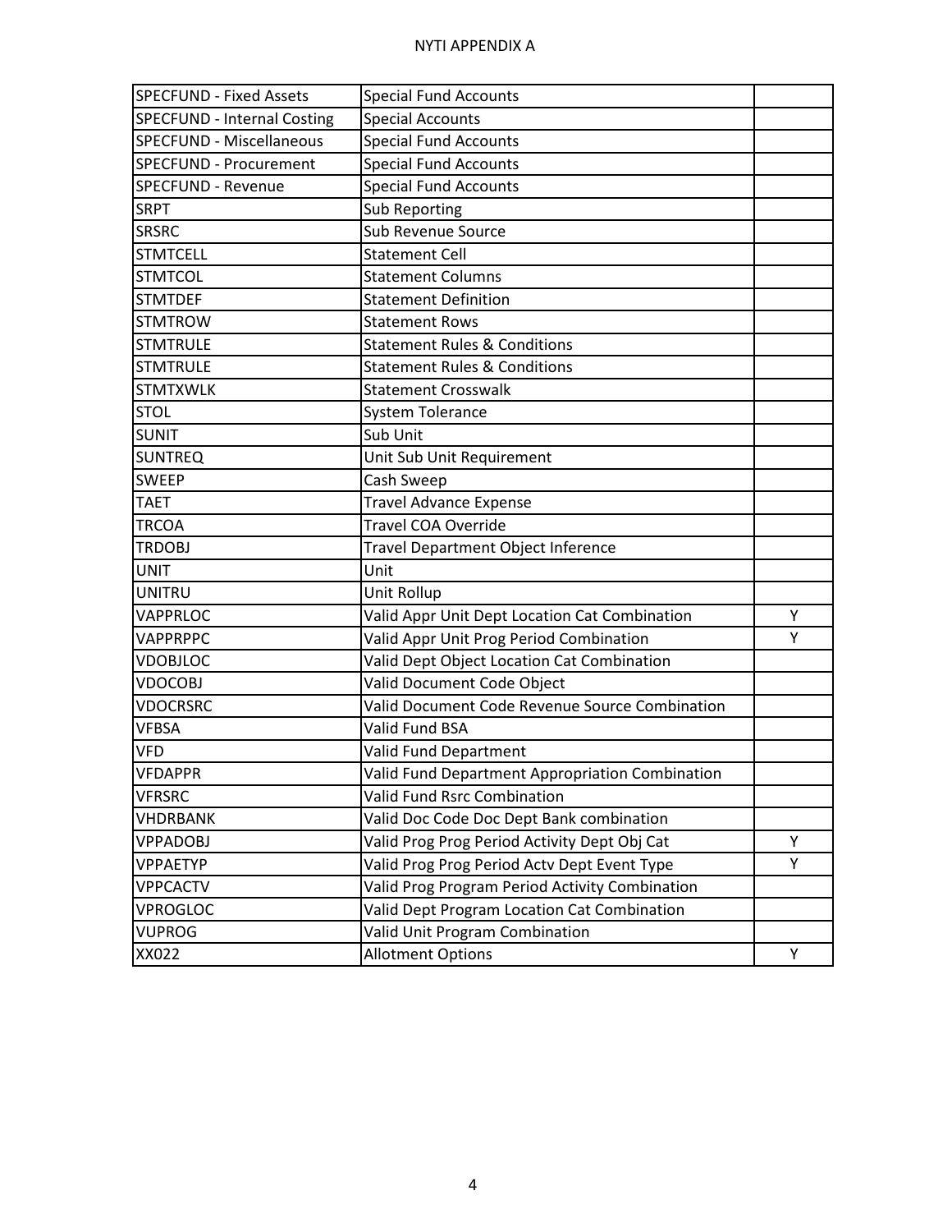| | | |
|---|---|---|
| SPECFUND - Fixed Assets | Special Fund Accounts | |
| SPECFUND - Internal Costing | Special Accounts | |
| SPECFUND - Miscellaneous | Special Fund Accounts | |
| SPECFUND - Procurement | Special Fund Accounts | |
| SPECFUND - Revenue | Special Fund Accounts | |
| SRPT | Sub Reporting | |
| SRSRC | Sub Revenue Source | |
| STMTCELL | Statement Cell | |
| STMTCOL | Statement Columns | |
| STMTDEF | Statement Definition | |
| STMTROW | Statement Rows | |
| STMTRULE | Statement Rules & Conditions | |
| STMTRULE | Statement Rules & Conditions | |
| STMTXWLK | Statement Crosswalk | |
| STOL | System Tolerance | |
| SUNIT | Sub Unit | |
| SUNTREQ | Unit Sub Unit Requirement | |
| SWEEP | Cash Sweep | |
| TAET | Travel Advance Expense | |
| TRCOA | Travel COA Override | |
| TRDOBJ | Travel Department Object Inference | |
| UNIT | Unit | |
| UNITRU | Unit Rollup | |
| VAPPRLOC | Valid Appr Unit Dept Location Cat Combination | Y |
| VAPPRPPC | Valid Appr Unit Prog Period Combination | Y |
| VDOBJLOC | Valid Dept Object Location Cat Combination | |
| VDOCOBJ | Valid Document Code Object | |
| VDOCRSRC | Valid Document Code Revenue Source Combination | |
| VFBSA | Valid Fund BSA | |
| VFD | Valid Fund Department | |
| VFDAPPR | Valid Fund Department Appropriation Combination | |
| VFRSRC | Valid Fund Rsrc Combination | |
| VHDRBANK | Valid Doc Code Doc Dept Bank combination | |
| VPPADOBJ | Valid Prog Prog Period Activity Dept Obj Cat | Y |
| VPPAETYP | Valid Prog Prog Period Actv Dept Event Type | Y |
| VPPCACTV | Valid Prog Program Period Activity Combination | |
| VPROGLOC | Valid Dept Program Location Cat Combination | |
| VUPROG | Valid Unit Program Combination | |
| XX022 | Allotment Options | Y |